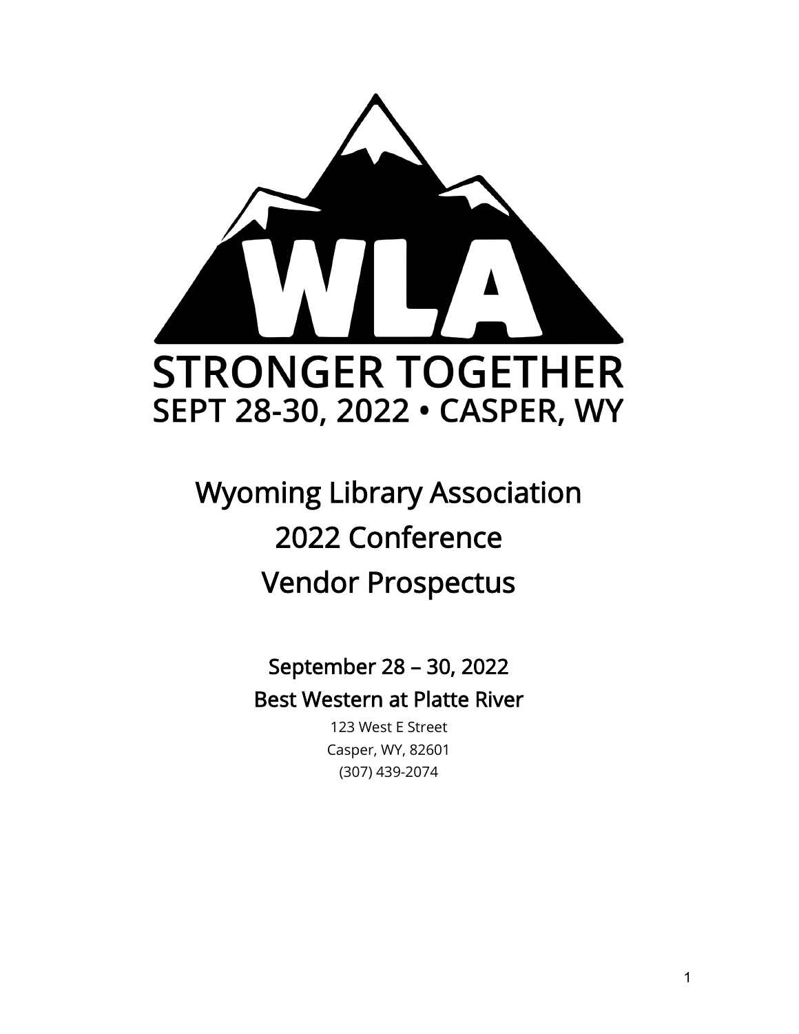WLA

STRONGER TOGETHER

SEPT 28-30, 2022 • CASPER, WY

# Wyoming Library Association
# 2022 Conference
# Vendor Prospectus

## September 28 – 30, 2022
## Best Western at Platte River

123 West E Street
Casper, WY, 82601
(307) 439-2074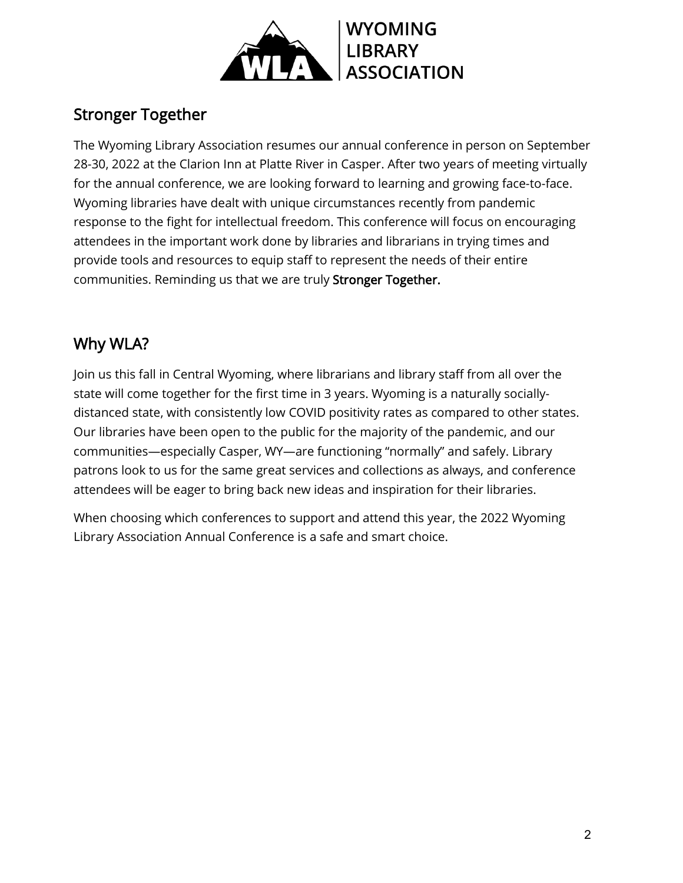WYOMING LIBRARY ASSOCIATION

## Stronger Together

The Wyoming Library Association resumes our annual conference in person on September 28-30, 2022 at the Clarion Inn at Platte River in Casper. After two years of meeting virtually for the annual conference, we are looking forward to learning and growing face-to-face. Wyoming libraries have dealt with unique circumstances recently from pandemic response to the fight for intellectual freedom. This conference will focus on encouraging attendees in the important work done by libraries and librarians in trying times and provide tools and resources to equip staff to represent the needs of their entire communities. Reminding us that we are truly **Stronger Together.**

## Why WLA?

Join us this fall in Central Wyoming, where librarians and library staff from all over the state will come together for the first time in 3 years. Wyoming is a naturally socially-distanced state, with consistently low COVID positivity rates as compared to other states. Our libraries have been open to the public for the majority of the pandemic, and our communities—especially Casper, WY—are functioning "normally" and safely. Library patrons look to us for the same great services and collections as always, and conference attendees will be eager to bring back new ideas and inspiration for their libraries.

When choosing which conferences to support and attend this year, the 2022 Wyoming Library Association Annual Conference is a safe and smart choice.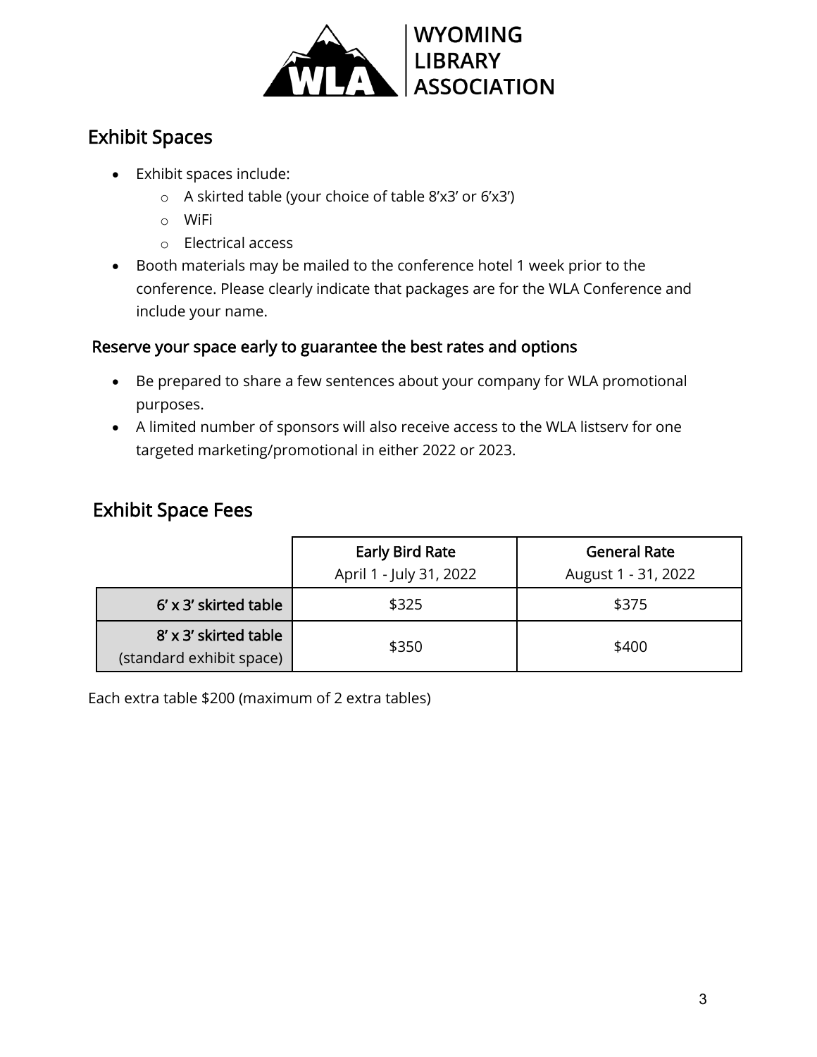WYOMING LIBRARY ASSOCIATION

## Exhibit Spaces

- Exhibit spaces include:
  - A skirted table (your choice of table 8'x3' or 6'x3')
  - WiFi
  - Electrical access
- Booth materials may be mailed to the conference hotel 1 week prior to the conference. Please clearly indicate that packages are for the WLA Conference and include your name.

### Reserve your space early to guarantee the best rates and options

- Be prepared to share a few sentences about your company for WLA promotional purposes.
- A limited number of sponsors will also receive access to the WLA listserv for one targeted marketing/promotional in either 2022 or 2023.

## Exhibit Space Fees

| | Early Bird Rate<br>April 1 - July 31, 2022 | General Rate<br>August 1 - 31, 2022 |
|---|---|---|
| 6' x 3' skirted table | $325 | $375 |
| 8' x 3' skirted table (standard exhibit space) | $350 | $400 |

Each extra table $200 (maximum of 2 extra tables)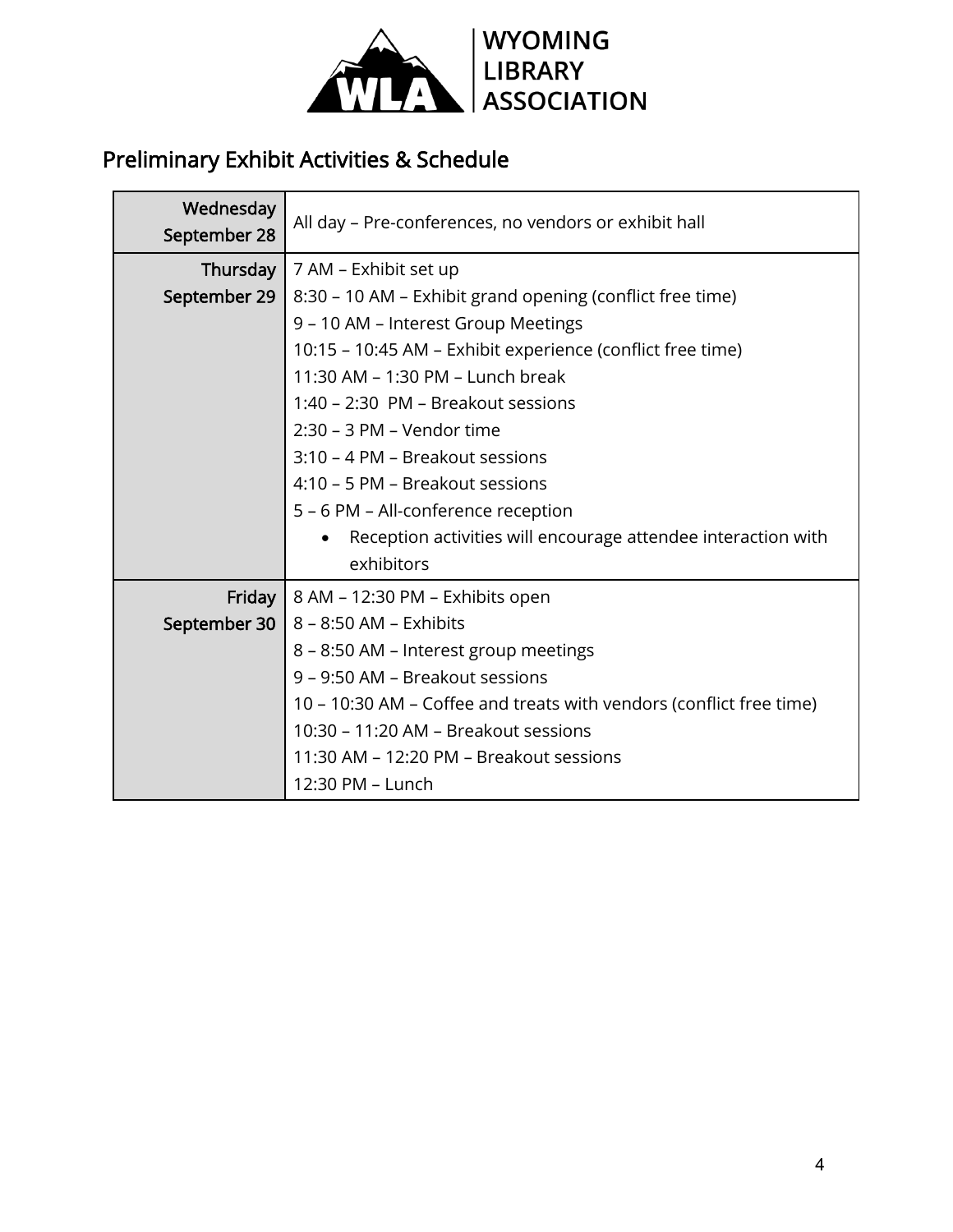WYOMING LIBRARY ASSOCIATION

## Preliminary Exhibit Activities & Schedule

| Day | Activities |
|---|---|
| Wednesday September 28 | All day – Pre-conferences, no vendors or exhibit hall |
| Thursday September 29 | 7 AM – Exhibit set up<br>8:30 – 10 AM – Exhibit grand opening (conflict free time)<br>9 – 10 AM – Interest Group Meetings<br>10:15 – 10:45 AM – Exhibit experience (conflict free time)<br>11:30 AM – 1:30 PM – Lunch break<br>1:40 – 2:30 PM – Breakout sessions<br>2:30 – 3 PM – Vendor time<br>3:10 – 4 PM – Breakout sessions<br>4:10 – 5 PM – Breakout sessions<br>5 – 6 PM – All-conference reception<br>• Reception activities will encourage attendee interaction with exhibitors |
| Friday September 30 | 8 AM – 12:30 PM – Exhibits open<br>8 – 8:50 AM – Exhibits<br>8 – 8:50 AM – Interest group meetings<br>9 – 9:50 AM – Breakout sessions<br>10 – 10:30 AM – Coffee and treats with vendors (conflict free time)<br>10:30 – 11:20 AM – Breakout sessions<br>11:30 AM – 12:20 PM – Breakout sessions<br>12:30 PM – Lunch |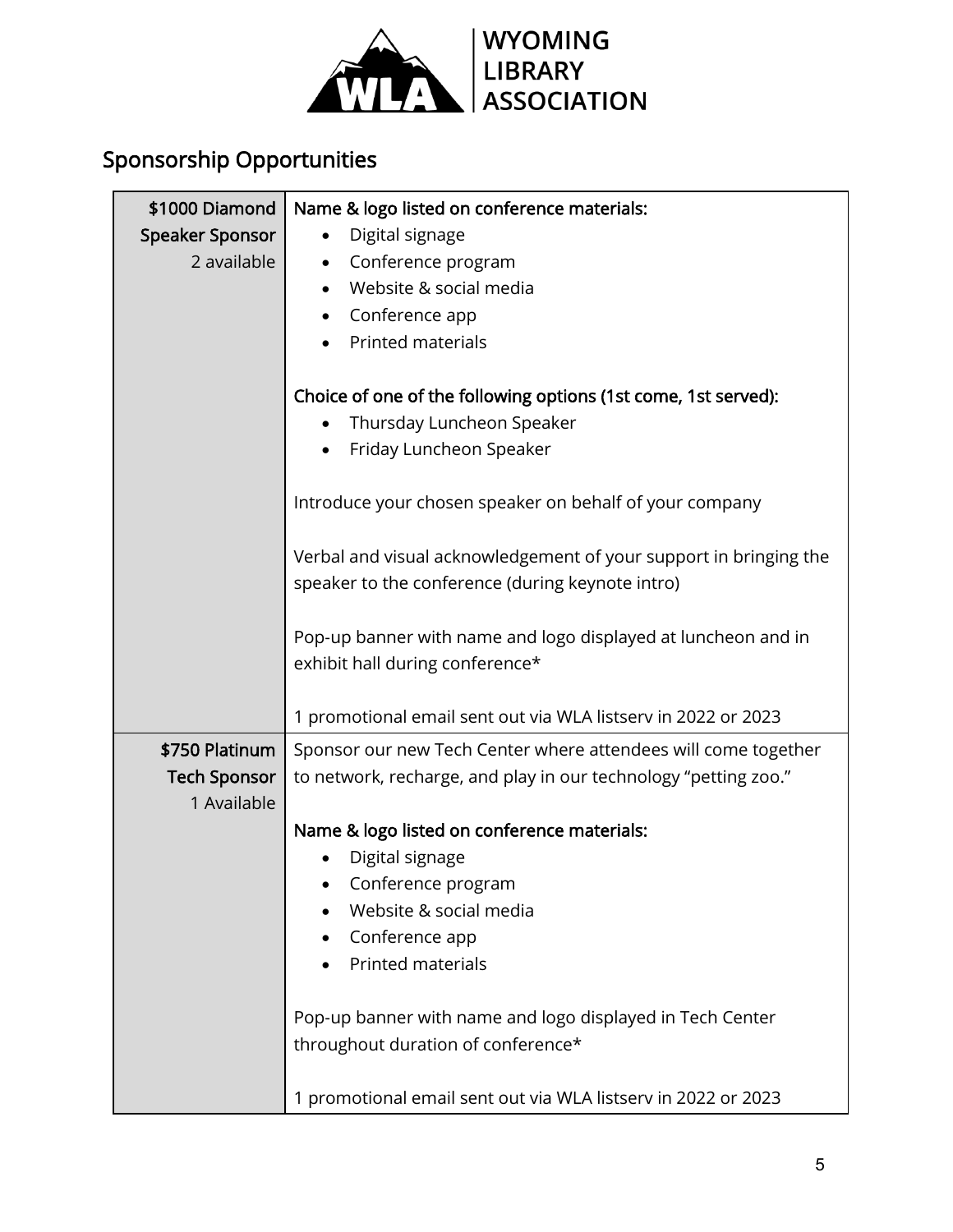**WYOMING LIBRARY ASSOCIATION**

## Sponsorship Opportunities

<table>
<tr>
<td><strong>$1000 Diamond Speaker Sponsor</strong><br>2 available</td>
<td>
<strong>Name &amp; logo listed on conference materials:</strong>
<ul>
<li>Digital signage</li>
<li>Conference program</li>
<li>Website &amp; social media</li>
<li>Conference app</li>
<li>Printed materials</li>
</ul>
<strong>Choice of one of the following options (1st come, 1st served):</strong>
<ul>
<li>Thursday Luncheon Speaker</li>
<li>Friday Luncheon Speaker</li>
</ul>
Introduce your chosen speaker on behalf of your company<br><br>
Verbal and visual acknowledgement of your support in bringing the speaker to the conference (during keynote intro)<br><br>
Pop-up banner with name and logo displayed at luncheon and in exhibit hall during conference*<br><br>
1 promotional email sent out via WLA listserv in 2022 or 2023
</td>
</tr>
<tr>
<td><strong>$750 Platinum Tech Sponsor</strong><br>1 Available</td>
<td>
Sponsor our new Tech Center where attendees will come together to network, recharge, and play in our technology "petting zoo."<br><br>
<strong>Name &amp; logo listed on conference materials:</strong>
<ul>
<li>Digital signage</li>
<li>Conference program</li>
<li>Website &amp; social media</li>
<li>Conference app</li>
<li>Printed materials</li>
</ul>
Pop-up banner with name and logo displayed in Tech Center throughout duration of conference*<br><br>
1 promotional email sent out via WLA listserv in 2022 or 2023
</td>
</tr>
</table>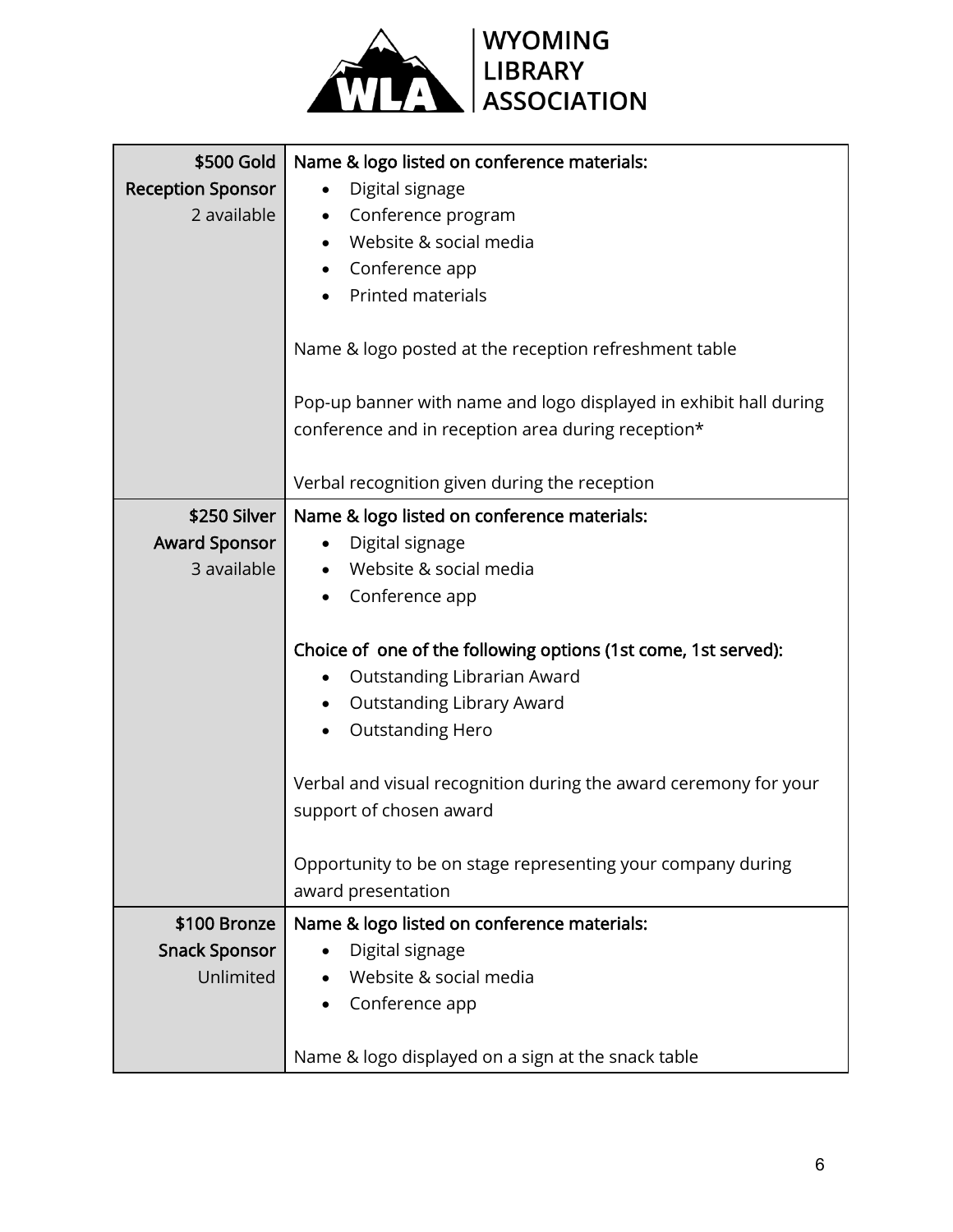| Sponsorship | Benefits |
| --- | --- |
| **$500 Gold Reception Sponsor**<br>2 available | **Name & logo listed on conference materials:**<br>• Digital signage<br>• Conference program<br>• Website & social media<br>• Conference app<br>• Printed materials<br><br>Name & logo posted at the reception refreshment table<br><br>Pop-up banner with name and logo displayed in exhibit hall during conference and in reception area during reception*<br><br>Verbal recognition given during the reception |
| **$250 Silver Award Sponsor**<br>3 available | **Name & logo listed on conference materials:**<br>• Digital signage<br>• Website & social media<br>• Conference app<br><br>**Choice of one of the following options (1st come, 1st served):**<br>• Outstanding Librarian Award<br>• Outstanding Library Award<br>• Outstanding Hero<br><br>Verbal and visual recognition during the award ceremony for your support of chosen award<br><br>Opportunity to be on stage representing your company during award presentation |
| **$100 Bronze Snack Sponsor**<br>Unlimited | **Name & logo listed on conference materials:**<br>• Digital signage<br>• Website & social media<br>• Conference app<br><br>Name & logo displayed on a sign at the snack table |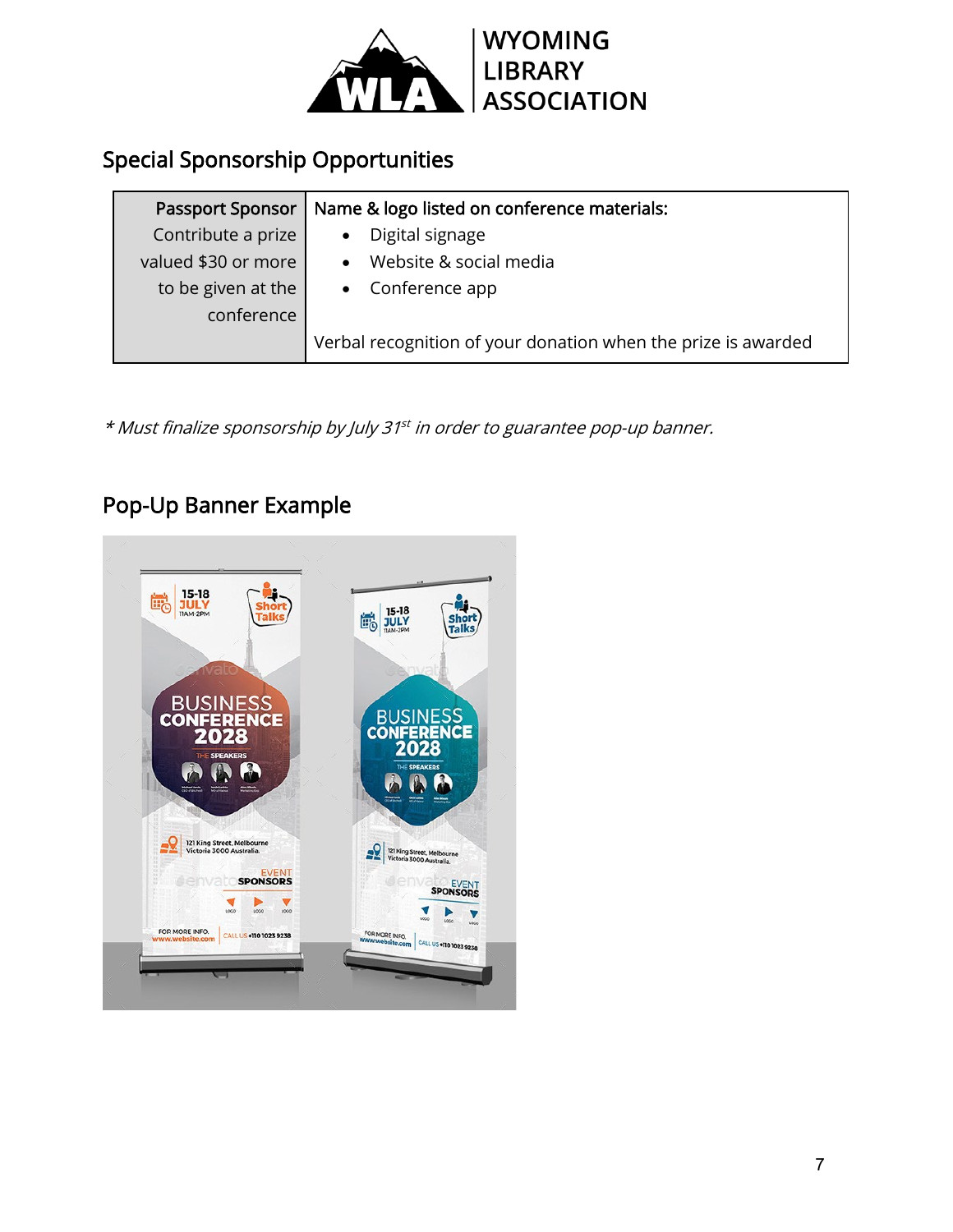## Special Sponsorship Opportunities

| Passport Sponsor<br>Contribute a prize valued $30 or more to be given at the conference | Name & logo listed on conference materials:<br>• Digital signage<br>• Website & social media<br>• Conference app<br><br>Verbal recognition of your donation when the prize is awarded |
|---|---|

*\* Must finalize sponsorship by July 31st in order to guarantee pop-up banner.*

## Pop-Up Banner Example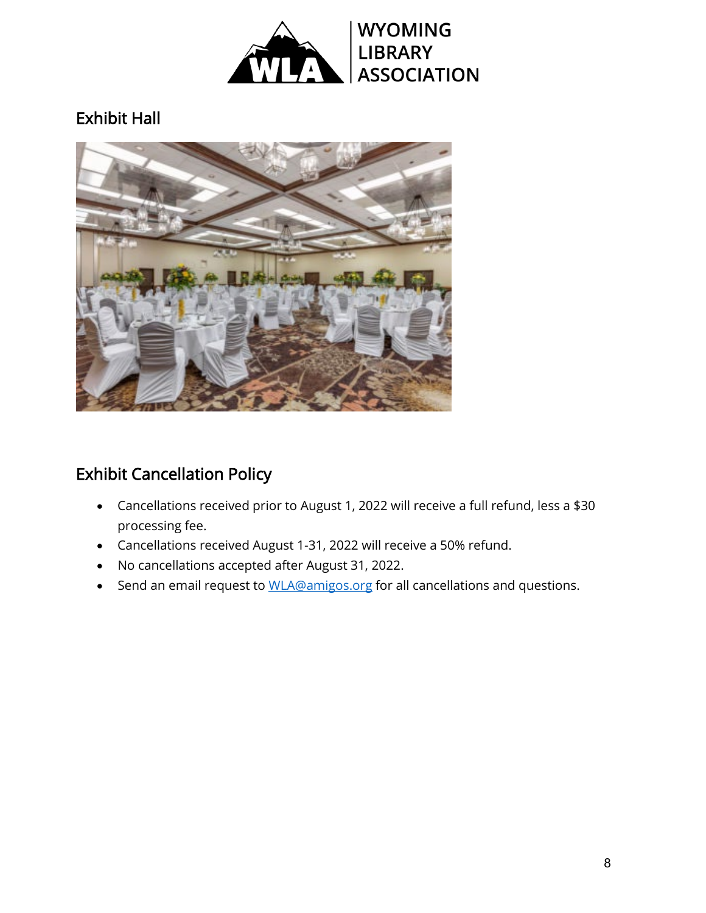## Exhibit Hall

## Exhibit Cancellation Policy

- Cancellations received prior to August 1, 2022 will receive a full refund, less a $30 processing fee.
- Cancellations received August 1-31, 2022 will receive a 50% refund.
- No cancellations accepted after August 31, 2022.
- Send an email request to WLA@amigos.org for all cancellations and questions.